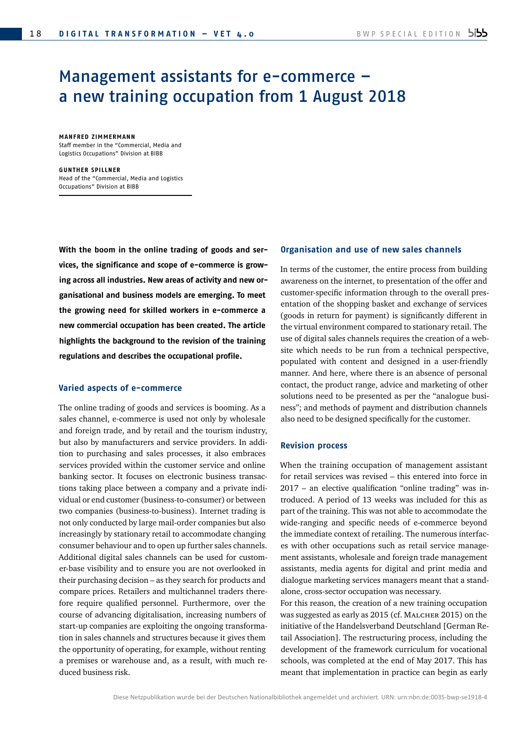# Management assistants for e-commerce – a new training occupation from 1 August 2018

**MANFRED ZIMMERMANN**
Staff member in the "Commercial, Media and Logistics Occupations" Division at BIBB

**GUNTHER SPILLNER**
Head of the "Commercial, Media and Logistics Occupations" Division at BIBB

**With the boom in the online trading of goods and services, the significance and scope of e-commerce is growing across all industries. New areas of activity and new organisational and business models are emerging. To meet the growing need for skilled workers in e-commerce a new commercial occupation has been created. The article highlights the background to the revision of the training regulations and describes the occupational profile.**

## Varied aspects of e-commerce

The online trading of goods and services is booming. As a sales channel, e-commerce is used not only by wholesale and foreign trade, and by retail and the tourism industry, but also by manufacturers and service providers. In addition to purchasing and sales processes, it also embraces services provided within the customer service and online banking sector. It focuses on electronic business transactions taking place between a company and a private individual or end customer (business-to-consumer) or between two companies (business-to-business). Internet trading is not only conducted by large mail-order companies but also increasingly by stationary retail to accommodate changing consumer behaviour and to open up further sales channels. Additional digital sales channels can be used for customer-base visibility and to ensure you are not overlooked in their purchasing decision – as they search for products and compare prices. Retailers and multichannel traders therefore require qualified personnel. Furthermore, over the course of advancing digitalisation, increasing numbers of start-up companies are exploiting the ongoing transformation in sales channels and structures because it gives them the opportunity of operating, for example, without renting a premises or warehouse and, as a result, with much reduced business risk.

## Organisation and use of new sales channels

In terms of the customer, the entire process from building awareness on the internet, to presentation of the offer and customer-specific information through to the overall presentation of the shopping basket and exchange of services (goods in return for payment) is significantly different in the virtual environment compared to stationary retail. The use of digital sales channels requires the creation of a website which needs to be run from a technical perspective, populated with content and designed in a user-friendly manner. And here, where there is an absence of personal contact, the product range, advice and marketing of other solutions need to be presented as per the "analogue business"; and methods of payment and distribution channels also need to be designed specifically for the customer.

## Revision process

When the training occupation of management assistant for retail services was revised – this entered into force in 2017 – an elective qualification "online trading" was introduced. A period of 13 weeks was included for this as part of the training. This was not able to accommodate the wide-ranging and specific needs of e-commerce beyond the immediate context of retailing. The numerous interfaces with other occupations such as retail service management assistants, wholesale and foreign trade management assistants, media agents for digital and print media and dialogue marketing services managers meant that a stand-alone, cross-sector occupation was necessary.

For this reason, the creation of a new training occupation was suggested as early as 2015 (cf. Malcher 2015) on the initiative of the Handelsverband Deutschland [German Retail Association]. The restructuring process, including the development of the framework curriculum for vocational schools, was completed at the end of May 2017. This has meant that implementation in practice can begin as early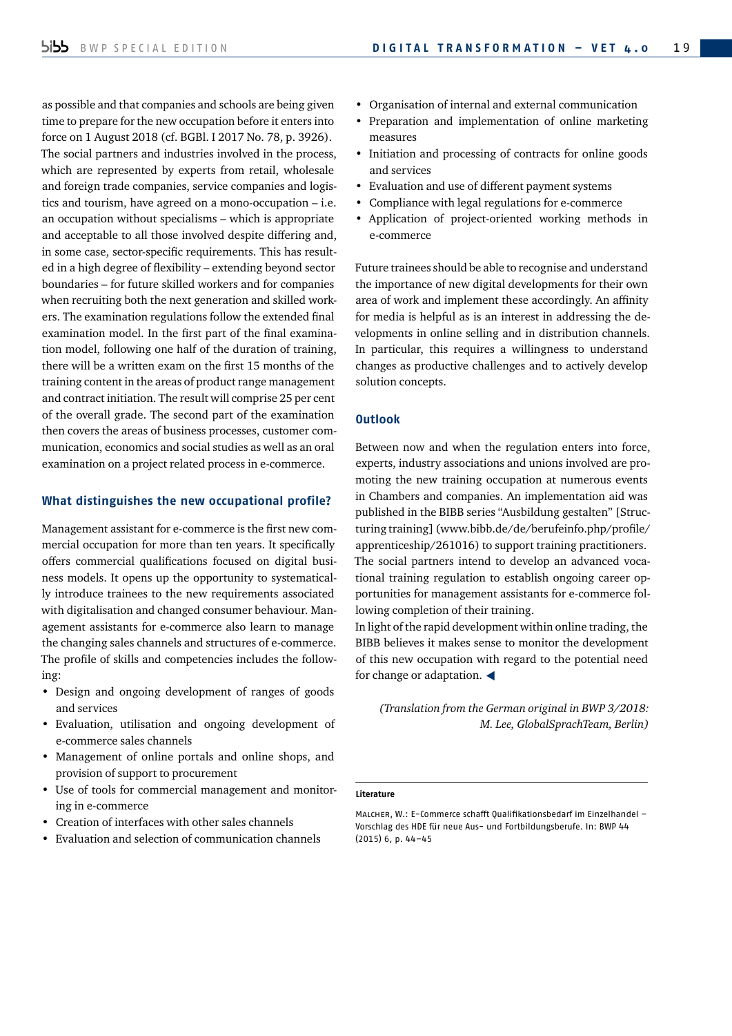as possible and that companies and schools are being given time to prepare for the new occupation before it enters into force on 1 August 2018 (cf. BGBl. I 2017 No. 78, p. 3926).
The social partners and industries involved in the process, which are represented by experts from retail, wholesale and foreign trade companies, service companies and logistics and tourism, have agreed on a mono-occupation – i.e. an occupation without specialisms – which is appropriate and acceptable to all those involved despite differing and, in some case, sector-specific requirements. This has resulted in a high degree of flexibility – extending beyond sector boundaries – for future skilled workers and for companies when recruiting both the next generation and skilled workers. The examination regulations follow the extended final examination model. In the first part of the final examination model, following one half of the duration of training, there will be a written exam on the first 15 months of the training content in the areas of product range management and contract initiation. The result will comprise 25 per cent of the overall grade. The second part of the examination then covers the areas of business processes, customer communication, economics and social studies as well as an oral examination on a project related process in e-commerce.

## What distinguishes the new occupational profile?

Management assistant for e-commerce is the first new commercial occupation for more than ten years. It specifically offers commercial qualifications focused on digital business models. It opens up the opportunity to systematically introduce trainees to the new requirements associated with digitalisation and changed consumer behaviour. Management assistants for e-commerce also learn to manage the changing sales channels and structures of e-commerce. The profile of skills and competencies includes the following:

- Design and ongoing development of ranges of goods and services
- Evaluation, utilisation and ongoing development of e-commerce sales channels
- Management of online portals and online shops, and provision of support to procurement
- Use of tools for commercial management and monitoring in e-commerce
- Creation of interfaces with other sales channels
- Evaluation and selection of communication channels
- Organisation of internal and external communication
- Preparation and implementation of online marketing measures
- Initiation and processing of contracts for online goods and services
- Evaluation and use of different payment systems
- Compliance with legal regulations for e-commerce
- Application of project-oriented working methods in e-commerce

Future trainees should be able to recognise and understand the importance of new digital developments for their own area of work and implement these accordingly. An affinity for media is helpful as is an interest in addressing the developments in online selling and in distribution channels. In particular, this requires a willingness to understand changes as productive challenges and to actively develop solution concepts.

## Outlook

Between now and when the regulation enters into force, experts, industry associations and unions involved are promoting the new training occupation at numerous events in Chambers and companies. An implementation aid was published in the BIBB series "Ausbildung gestalten" [Structuring training] (www.bibb.de/de/berufeinfo.php/profile/apprenticeship/261016) to support training practitioners.
The social partners intend to develop an advanced vocational training regulation to establish ongoing career opportunities for management assistants for e-commerce following completion of their training.
In light of the rapid development within online trading, the BIBB believes it makes sense to monitor the development of this new occupation with regard to the potential need for change or adaptation. ◀

*(Translation from the German original in BWP 3/2018: M. Lee, GlobalSprachTeam, Berlin)*

### Literature

Malcher, W.: E-Commerce schafft Qualifikationsbedarf im Einzelhandel – Vorschlag des HDE für neue Aus- und Fortbildungsberufe. In: BWP 44 (2015) 6, p. 44–45